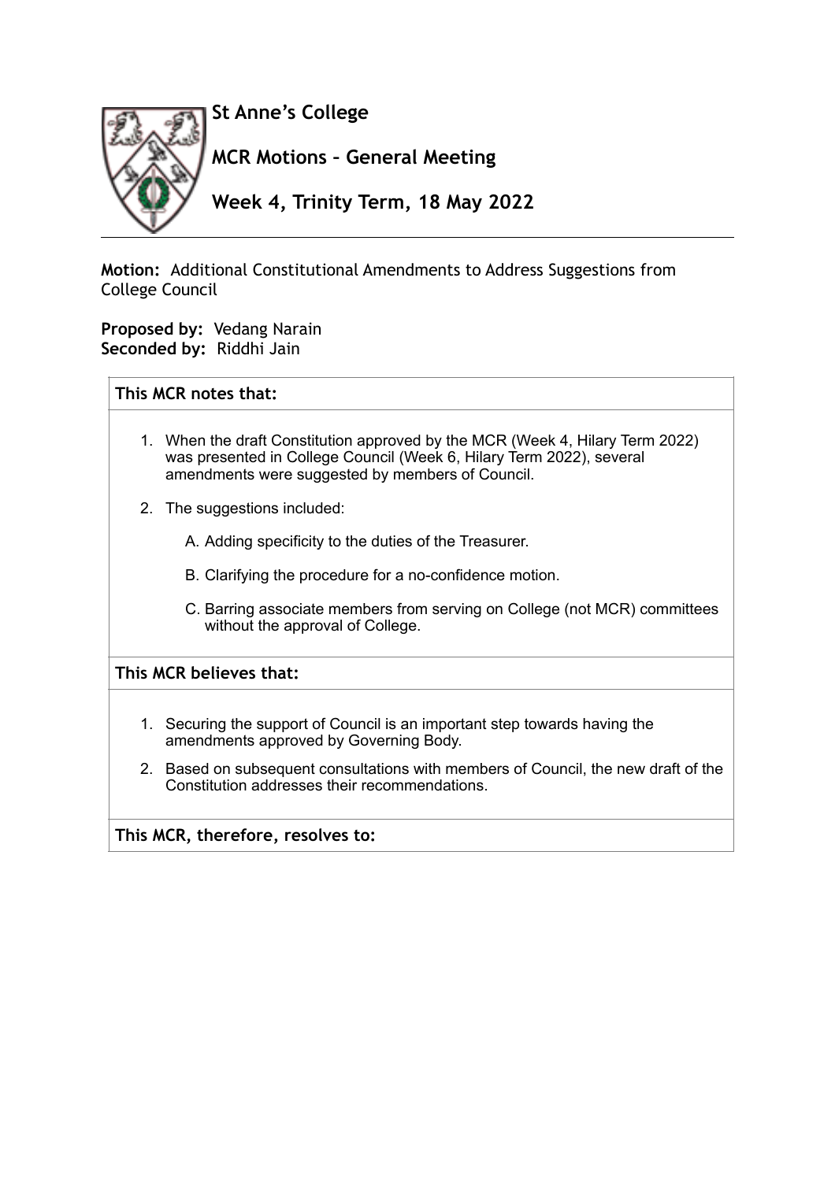# St Anne's College

## MCR Motions – General Meeting

## Week 4, Trinity Term, 18 May 2022

**Motion:** Additional Constitutional Amendments to Address Suggestions from College Council

**Proposed by:** Vedang Narain
**Seconded by:** Riddhi Jain

### This MCR notes that:

1. When the draft Constitution approved by the MCR (Week 4, Hilary Term 2022) was presented in College Council (Week 6, Hilary Term 2022), several amendments were suggested by members of Council.
2. The suggestions included:
   A. Adding specificity to the duties of the Treasurer.
   B. Clarifying the procedure for a no-confidence motion.
   C. Barring associate members from serving on College (not MCR) committees without the approval of College.

### This MCR believes that:

1. Securing the support of Council is an important step towards having the amendments approved by Governing Body.
2. Based on subsequent consultations with members of Council, the new draft of the Constitution addresses their recommendations.

### This MCR, therefore, resolves to: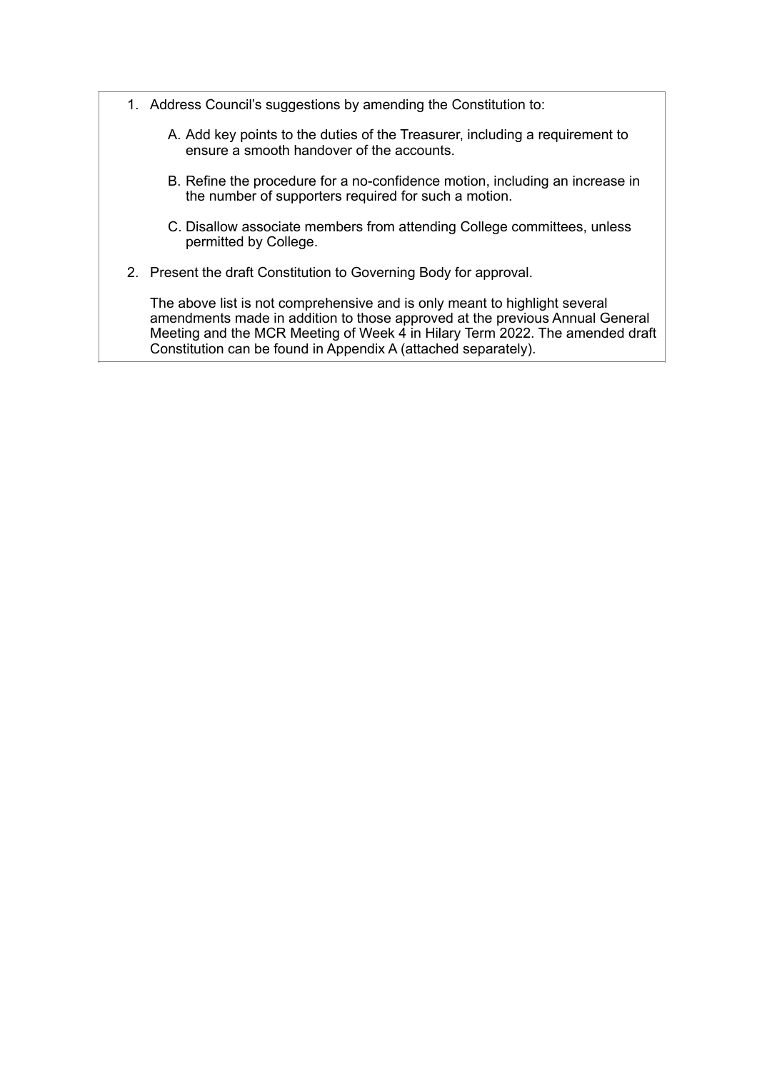1. Address Council's suggestions by amending the Constitution to:

   A. Add key points to the duties of the Treasurer, including a requirement to ensure a smooth handover of the accounts.

   B. Refine the procedure for a no-confidence motion, including an increase in the number of supporters required for such a motion.

   C. Disallow associate members from attending College committees, unless permitted by College.

2. Present the draft Constitution to Governing Body for approval.

   The above list is not comprehensive and is only meant to highlight several amendments made in addition to those approved at the previous Annual General Meeting and the MCR Meeting of Week 4 in Hilary Term 2022. The amended draft Constitution can be found in Appendix A (attached separately).